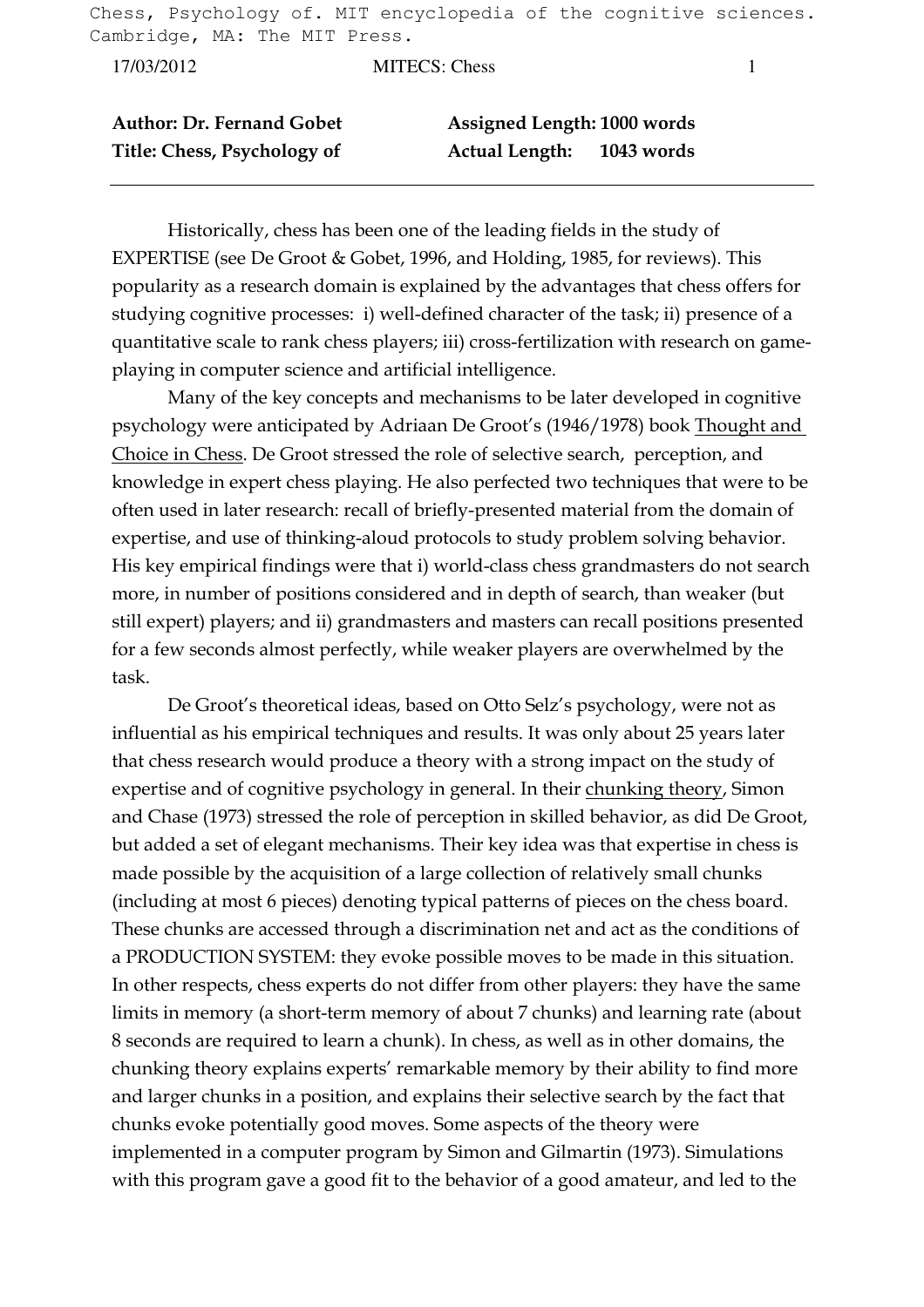Chess, Psychology of. MIT encyclopedia of the cognitive sciences. Cambridge, MA: The MIT Press.

| **Author: Dr. Fernand Gobet** | **Assigned Length: 1000 words** |
|---|---|
| **Title: Chess, Psychology of** | **Actual Length: 1043 words** |

---

Historically, chess has been one of the leading fields in the study of EXPERTISE (see De Groot & Gobet, 1996, and Holding, 1985, for reviews). This popularity as a research domain is explained by the advantages that chess offers for studying cognitive processes: i) well-defined character of the task; ii) presence of a quantitative scale to rank chess players; iii) cross-fertilization with research on game-playing in computer science and artificial intelligence.

Many of the key concepts and mechanisms to be later developed in cognitive psychology were anticipated by Adriaan De Groot's (1946/1978) book Thought and Choice in Chess. De Groot stressed the role of selective search, perception, and knowledge in expert chess playing. He also perfected two techniques that were to be often used in later research: recall of briefly-presented material from the domain of expertise, and use of thinking-aloud protocols to study problem solving behavior. His key empirical findings were that i) world-class chess grandmasters do not search more, in number of positions considered and in depth of search, than weaker (but still expert) players; and ii) grandmasters and masters can recall positions presented for a few seconds almost perfectly, while weaker players are overwhelmed by the task.

De Groot's theoretical ideas, based on Otto Selz's psychology, were not as influential as his empirical techniques and results. It was only about 25 years later that chess research would produce a theory with a strong impact on the study of expertise and of cognitive psychology in general. In their chunking theory, Simon and Chase (1973) stressed the role of perception in skilled behavior, as did De Groot, but added a set of elegant mechanisms. Their key idea was that expertise in chess is made possible by the acquisition of a large collection of relatively small chunks (including at most 6 pieces) denoting typical patterns of pieces on the chess board. These chunks are accessed through a discrimination net and act as the conditions of a PRODUCTION SYSTEM: they evoke possible moves to be made in this situation. In other respects, chess experts do not differ from other players: they have the same limits in memory (a short-term memory of about 7 chunks) and learning rate (about 8 seconds are required to learn a chunk). In chess, as well as in other domains, the chunking theory explains experts' remarkable memory by their ability to find more and larger chunks in a position, and explains their selective search by the fact that chunks evoke potentially good moves. Some aspects of the theory were implemented in a computer program by Simon and Gilmartin (1973). Simulations with this program gave a good fit to the behavior of a good amateur, and led to the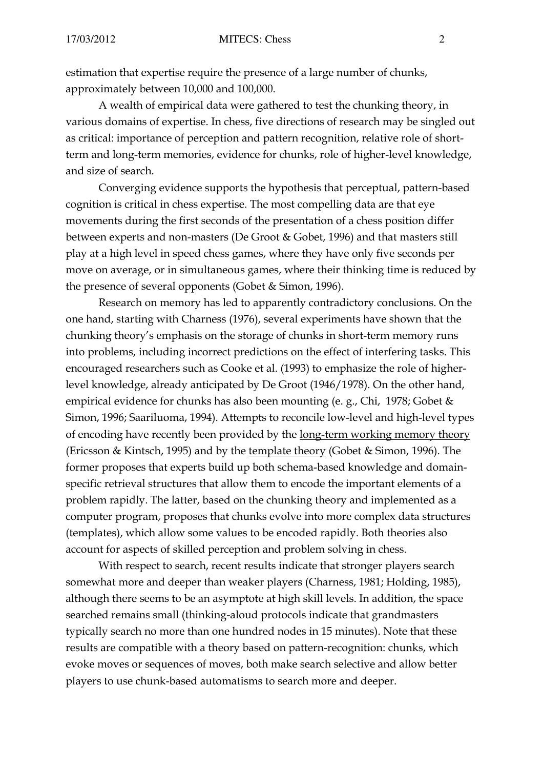estimation that expertise require the presence of a large number of chunks, approximately between 10,000 and 100,000.

A wealth of empirical data were gathered to test the chunking theory, in various domains of expertise. In chess, five directions of research may be singled out as critical: importance of perception and pattern recognition, relative role of short-term and long-term memories, evidence for chunks, role of higher-level knowledge, and size of search.

Converging evidence supports the hypothesis that perceptual, pattern-based cognition is critical in chess expertise. The most compelling data are that eye movements during the first seconds of the presentation of a chess position differ between experts and non-masters (De Groot & Gobet, 1996) and that masters still play at a high level in speed chess games, where they have only five seconds per move on average, or in simultaneous games, where their thinking time is reduced by the presence of several opponents (Gobet & Simon, 1996).

Research on memory has led to apparently contradictory conclusions. On the one hand, starting with Charness (1976), several experiments have shown that the chunking theory's emphasis on the storage of chunks in short-term memory runs into problems, including incorrect predictions on the effect of interfering tasks. This encouraged researchers such as Cooke et al. (1993) to emphasize the role of higher-level knowledge, already anticipated by De Groot (1946/1978). On the other hand, empirical evidence for chunks has also been mounting (e. g., Chi, 1978; Gobet & Simon, 1996; Saariluoma, 1994). Attempts to reconcile low-level and high-level types of encoding have recently been provided by the <u>long-term working memory theory</u> (Ericsson & Kintsch, 1995) and by the <u>template theory</u> (Gobet & Simon, 1996). The former proposes that experts build up both schema-based knowledge and domain-specific retrieval structures that allow them to encode the important elements of a problem rapidly. The latter, based on the chunking theory and implemented as a computer program, proposes that chunks evolve into more complex data structures (templates), which allow some values to be encoded rapidly. Both theories also account for aspects of skilled perception and problem solving in chess.

With respect to search, recent results indicate that stronger players search somewhat more and deeper than weaker players (Charness, 1981; Holding, 1985), although there seems to be an asymptote at high skill levels. In addition, the space searched remains small (thinking-aloud protocols indicate that grandmasters typically search no more than one hundred nodes in 15 minutes). Note that these results are compatible with a theory based on pattern-recognition: chunks, which evoke moves or sequences of moves, both make search selective and allow better players to use chunk-based automatisms to search more and deeper.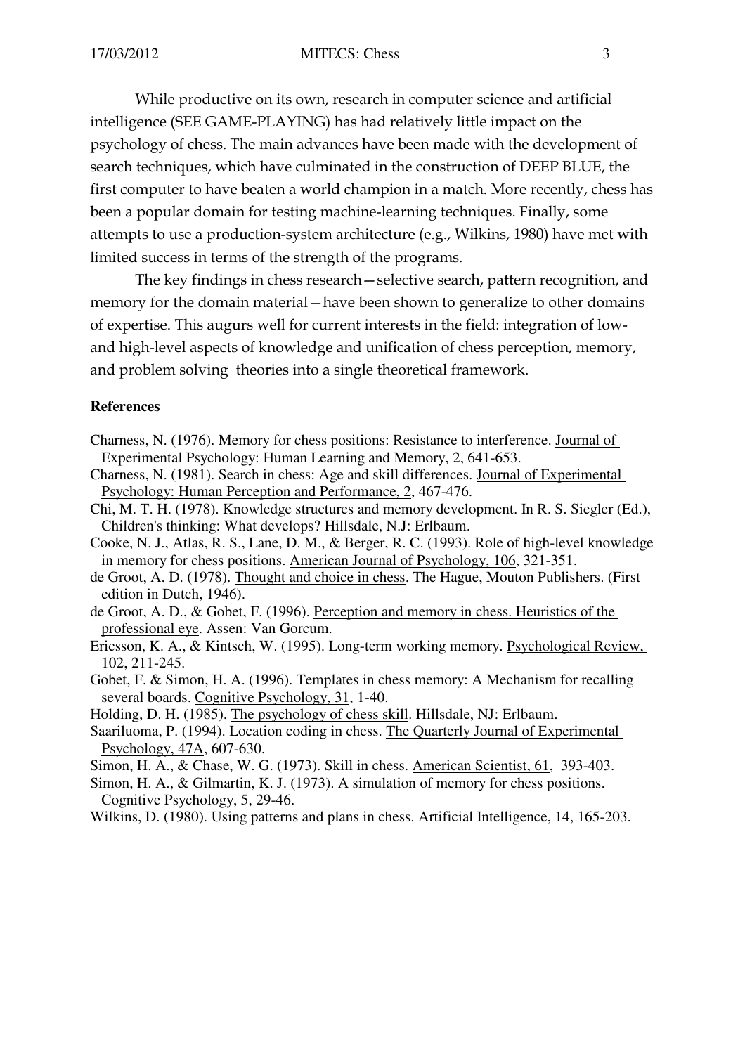While productive on its own, research in computer science and artificial intelligence (SEE GAME-PLAYING) has had relatively little impact on the psychology of chess. The main advances have been made with the development of search techniques, which have culminated in the construction of DEEP BLUE, the first computer to have beaten a world champion in a match. More recently, chess has been a popular domain for testing machine-learning techniques. Finally, some attempts to use a production-system architecture (e.g., Wilkins, 1980) have met with limited success in terms of the strength of the programs.

The key findings in chess research—selective search, pattern recognition, and memory for the domain material—have been shown to generalize to other domains of expertise. This augurs well for current interests in the field: integration of low- and high-level aspects of knowledge and unification of chess perception, memory, and problem solving theories into a single theoretical framework.

**References**

Charness, N. (1976). Memory for chess positions: Resistance to interference. Journal of Experimental Psychology: Human Learning and Memory, 2, 641-653.

Charness, N. (1981). Search in chess: Age and skill differences. Journal of Experimental Psychology: Human Perception and Performance, 2, 467-476.

Chi, M. T. H. (1978). Knowledge structures and memory development. In R. S. Siegler (Ed.), Children's thinking: What develops? Hillsdale, N.J: Erlbaum.

Cooke, N. J., Atlas, R. S., Lane, D. M., & Berger, R. C. (1993). Role of high-level knowledge in memory for chess positions. American Journal of Psychology, 106, 321-351.

de Groot, A. D. (1978). Thought and choice in chess. The Hague, Mouton Publishers. (First edition in Dutch, 1946).

de Groot, A. D., & Gobet, F. (1996). Perception and memory in chess. Heuristics of the professional eye. Assen: Van Gorcum.

Ericsson, K. A., & Kintsch, W. (1995). Long-term working memory. Psychological Review, 102, 211-245.

Gobet, F. & Simon, H. A. (1996). Templates in chess memory: A Mechanism for recalling several boards. Cognitive Psychology, 31, 1-40.

Holding, D. H. (1985). The psychology of chess skill. Hillsdale, NJ: Erlbaum.

Saariluoma, P. (1994). Location coding in chess. The Quarterly Journal of Experimental Psychology, 47A, 607-630.

Simon, H. A., & Chase, W. G. (1973). Skill in chess. American Scientist, 61, 393-403.

Simon, H. A., & Gilmartin, K. J. (1973). A simulation of memory for chess positions. Cognitive Psychology, 5, 29-46.

Wilkins, D. (1980). Using patterns and plans in chess. Artificial Intelligence, 14, 165-203.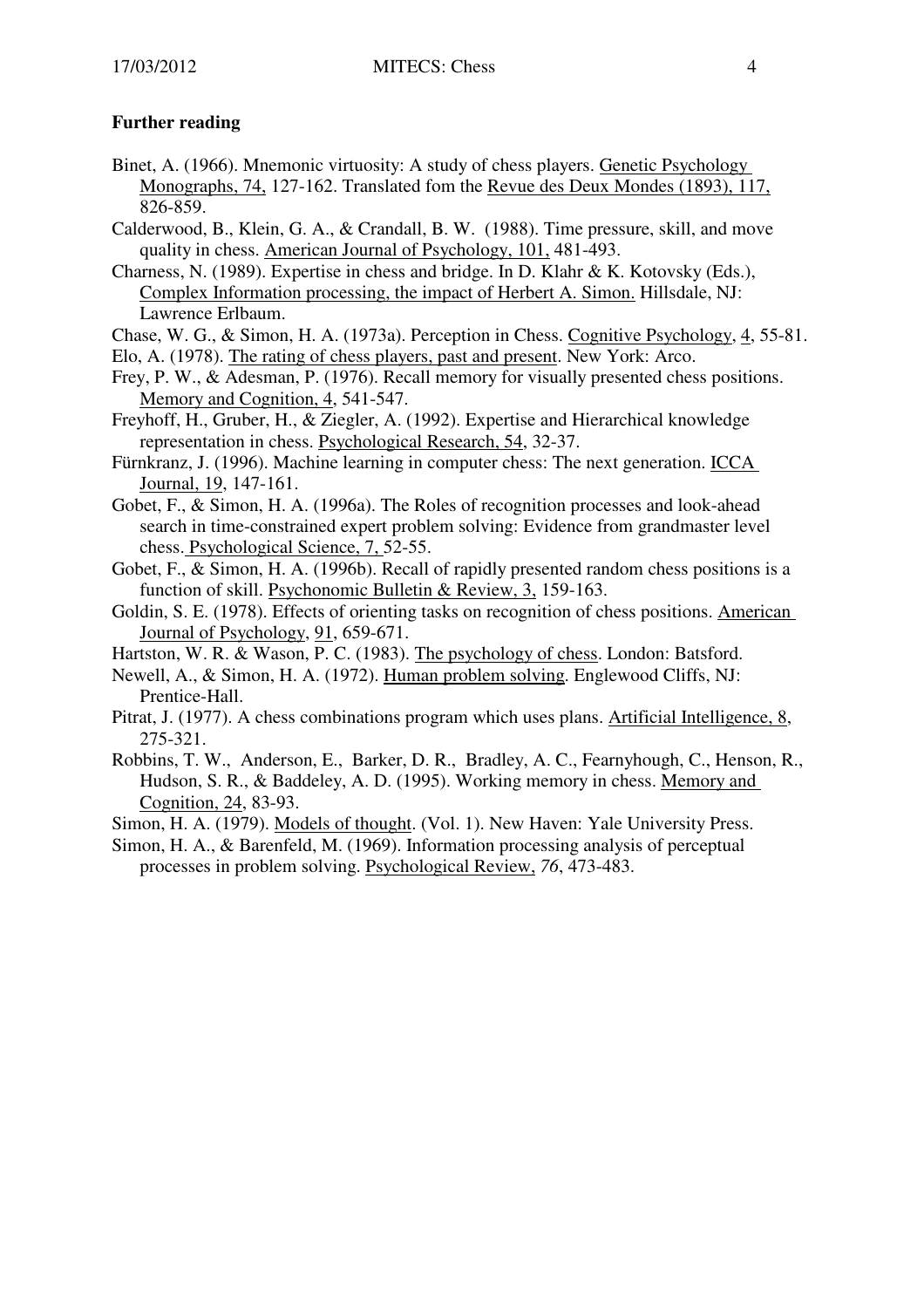**Further reading**

Binet, A. (1966). Mnemonic virtuosity: A study of chess players. Genetic Psychology Monographs, 74, 127-162. Translated fom the Revue des Deux Mondes (1893), 117, 826-859.

Calderwood, B., Klein, G. A., & Crandall, B. W. (1988). Time pressure, skill, and move quality in chess. American Journal of Psychology, 101, 481-493.

Charness, N. (1989). Expertise in chess and bridge. In D. Klahr & K. Kotovsky (Eds.), Complex Information processing, the impact of Herbert A. Simon. Hillsdale, NJ: Lawrence Erlbaum.

Chase, W. G., & Simon, H. A. (1973a). Perception in Chess. Cognitive Psychology, 4, 55-81.

Elo, A. (1978). The rating of chess players, past and present. New York: Arco.

Frey, P. W., & Adesman, P. (1976). Recall memory for visually presented chess positions. Memory and Cognition, 4, 541-547.

Freyhoff, H., Gruber, H., & Ziegler, A. (1992). Expertise and Hierarchical knowledge representation in chess. Psychological Research, 54, 32-37.

Fürnkranz, J. (1996). Machine learning in computer chess: The next generation. ICCA Journal, 19, 147-161.

Gobet, F., & Simon, H. A. (1996a). The Roles of recognition processes and look-ahead search in time-constrained expert problem solving: Evidence from grandmaster level chess. Psychological Science, 7, 52-55.

Gobet, F., & Simon, H. A. (1996b). Recall of rapidly presented random chess positions is a function of skill. Psychonomic Bulletin & Review, 3, 159-163.

Goldin, S. E. (1978). Effects of orienting tasks on recognition of chess positions. American Journal of Psychology, 91, 659-671.

Hartston, W. R. & Wason, P. C. (1983). The psychology of chess. London: Batsford.

Newell, A., & Simon, H. A. (1972). Human problem solving. Englewood Cliffs, NJ: Prentice-Hall.

Pitrat, J. (1977). A chess combinations program which uses plans. Artificial Intelligence, 8, 275-321.

Robbins, T. W., Anderson, E., Barker, D. R., Bradley, A. C., Fearnyhough, C., Henson, R., Hudson, S. R., & Baddeley, A. D. (1995). Working memory in chess. Memory and Cognition, 24, 83-93.

Simon, H. A. (1979). Models of thought. (Vol. 1). New Haven: Yale University Press.

Simon, H. A., & Barenfeld, M. (1969). Information processing analysis of perceptual processes in problem solving. Psychological Review, *76*, 473-483.